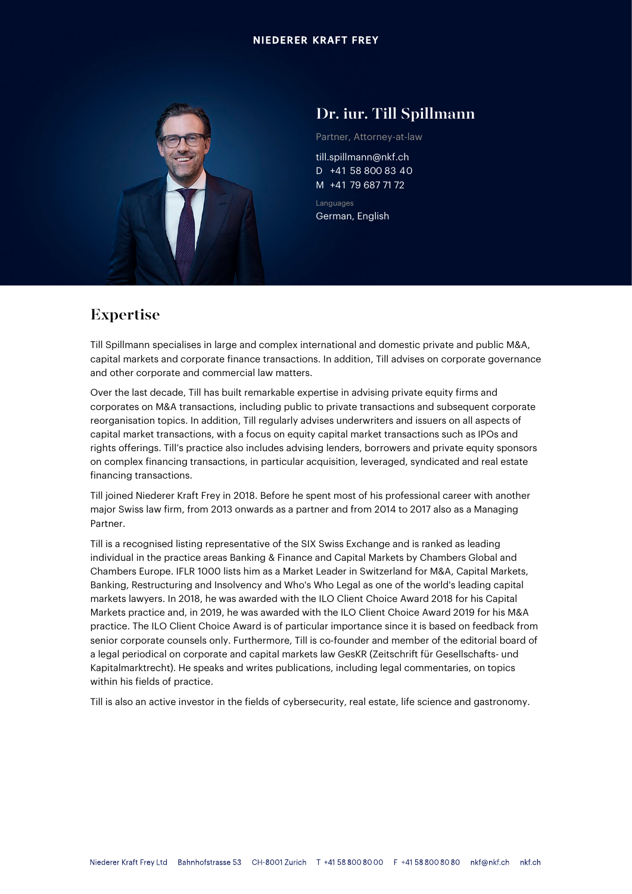NIEDERER KRAFT FREY

# Dr. iur. Till Spillmann

Partner, Attorney-at-law

till.spillmann@nkf.ch
D +41 58 800 83 40
M +41 79 687 71 72

Languages
German, English

## Expertise

Till Spillmann specialises in large and complex international and domestic private and public M&A, capital markets and corporate finance transactions. In addition, Till advises on corporate governance and other corporate and commercial law matters.

Over the last decade, Till has built remarkable expertise in advising private equity firms and corporates on M&A transactions, including public to private transactions and subsequent corporate reorganisation topics. In addition, Till regularly advises underwriters and issuers on all aspects of capital market transactions, with a focus on equity capital market transactions such as IPOs and rights offerings. Till's practice also includes advising lenders, borrowers and private equity sponsors on complex financing transactions, in particular acquisition, leveraged, syndicated and real estate financing transactions.

Till joined Niederer Kraft Frey in 2018. Before he spent most of his professional career with another major Swiss law firm, from 2013 onwards as a partner and from 2014 to 2017 also as a Managing Partner.

Till is a recognised listing representative of the SIX Swiss Exchange and is ranked as leading individual in the practice areas Banking & Finance and Capital Markets by Chambers Global and Chambers Europe. IFLR 1000 lists him as a Market Leader in Switzerland for M&A, Capital Markets, Banking, Restructuring and Insolvency and Who's Who Legal as one of the world's leading capital markets lawyers. In 2018, he was awarded with the ILO Client Choice Award 2018 for his Capital Markets practice and, in 2019, he was awarded with the ILO Client Choice Award 2019 for his M&A practice. The ILO Client Choice Award is of particular importance since it is based on feedback from senior corporate counsels only. Furthermore, Till is co-founder and member of the editorial board of a legal periodical on corporate and capital markets law GesKR (Zeitschrift für Gesellschafts- und Kapitalmarktrecht). He speaks and writes publications, including legal commentaries, on topics within his fields of practice.

Till is also an active investor in the fields of cybersecurity, real estate, life science and gastronomy.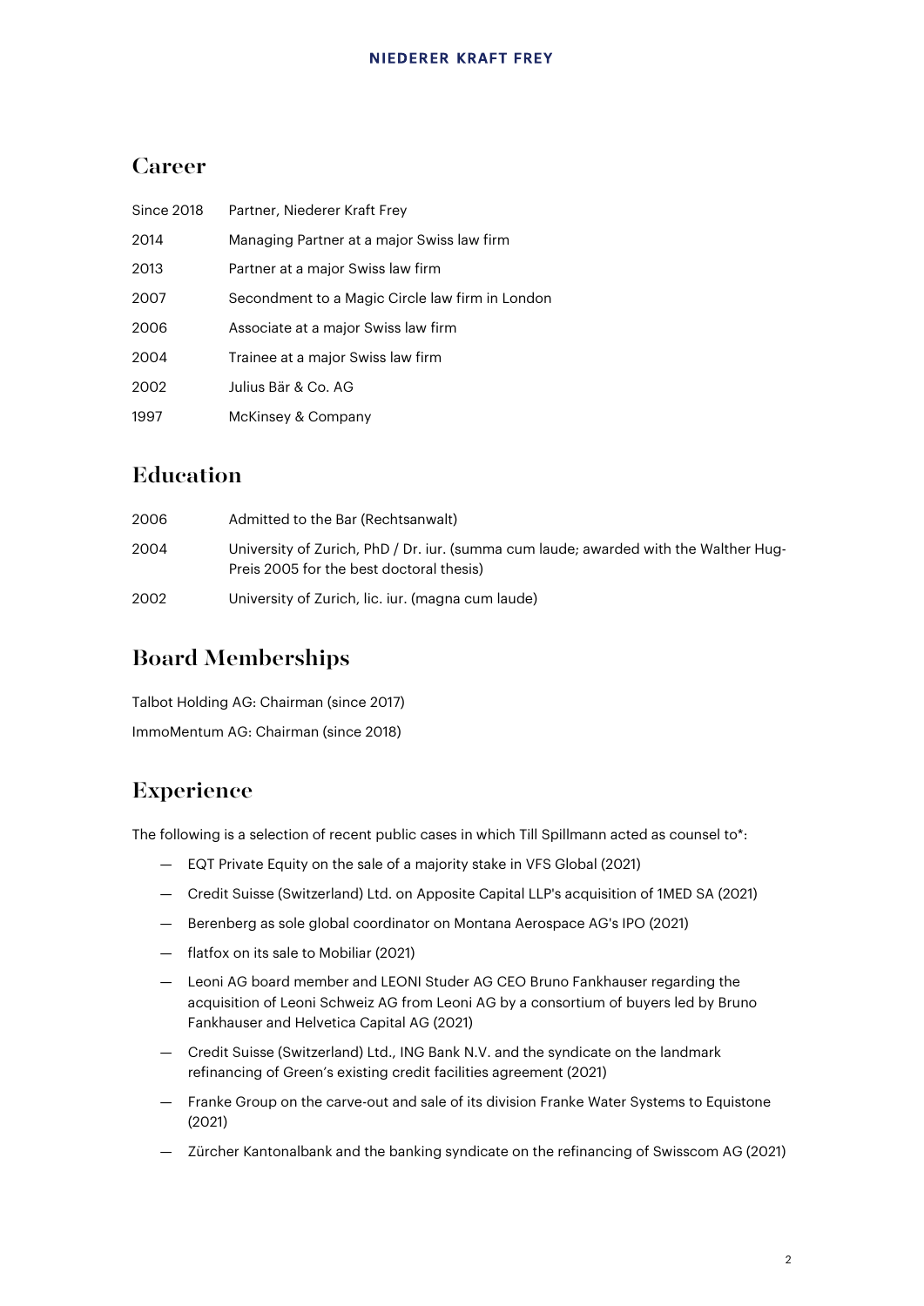## Career

| | |
|---|---|
| Since 2018 | Partner, Niederer Kraft Frey |
| 2014 | Managing Partner at a major Swiss law firm |
| 2013 | Partner at a major Swiss law firm |
| 2007 | Secondment to a Magic Circle law firm in London |
| 2006 | Associate at a major Swiss law firm |
| 2004 | Trainee at a major Swiss law firm |
| 2002 | Julius Bär & Co. AG |
| 1997 | McKinsey & Company |

## Education

| | |
|---|---|
| 2006 | Admitted to the Bar (Rechtsanwalt) |
| 2004 | University of Zurich, PhD / Dr. iur. (summa cum laude; awarded with the Walther Hug-Preis 2005 for the best doctoral thesis) |
| 2002 | University of Zurich, lic. iur. (magna cum laude) |

## Board Memberships

Talbot Holding AG: Chairman (since 2017)

ImmoMentum AG: Chairman (since 2018)

## Experience

The following is a selection of recent public cases in which Till Spillmann acted as counsel to*:

- EQT Private Equity on the sale of a majority stake in VFS Global (2021)
- Credit Suisse (Switzerland) Ltd. on Apposite Capital LLP's acquisition of 1MED SA (2021)
- Berenberg as sole global coordinator on Montana Aerospace AG's IPO (2021)
- flatfox on its sale to Mobiliar (2021)
- Leoni AG board member and LEONI Studer AG CEO Bruno Fankhauser regarding the acquisition of Leoni Schweiz AG from Leoni AG by a consortium of buyers led by Bruno Fankhauser and Helvetica Capital AG (2021)
- Credit Suisse (Switzerland) Ltd., ING Bank N.V. and the syndicate on the landmark refinancing of Green's existing credit facilities agreement (2021)
- Franke Group on the carve-out and sale of its division Franke Water Systems to Equistone (2021)
- Zürcher Kantonalbank and the banking syndicate on the refinancing of Swisscom AG (2021)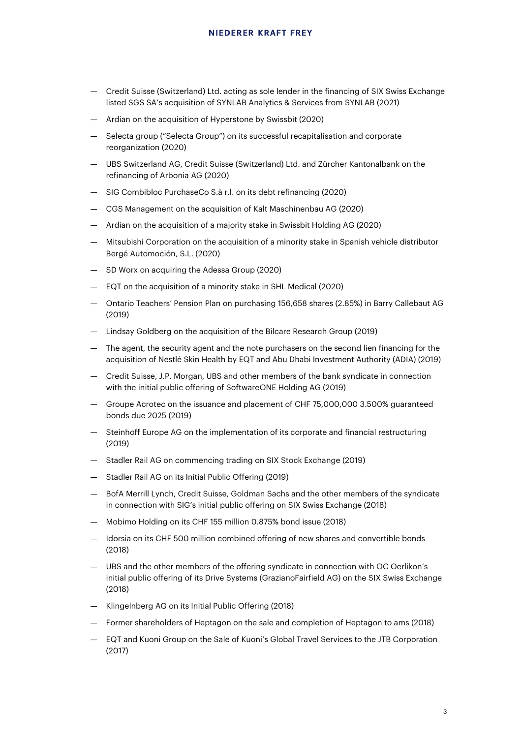- Credit Suisse (Switzerland) Ltd. acting as sole lender in the financing of SIX Swiss Exchange listed SGS SA's acquisition of SYNLAB Analytics & Services from SYNLAB (2021)
- Ardian on the acquisition of Hyperstone by Swissbit (2020)
- Selecta group ("Selecta Group") on its successful recapitalisation and corporate reorganization (2020)
- UBS Switzerland AG, Credit Suisse (Switzerland) Ltd. and Zürcher Kantonalbank on the refinancing of Arbonia AG (2020)
- SIG Combibloc PurchaseCo S.à r.l. on its debt refinancing (2020)
- CGS Management on the acquisition of Kalt Maschinenbau AG (2020)
- Ardian on the acquisition of a majority stake in Swissbit Holding AG (2020)
- Mitsubishi Corporation on the acquisition of a minority stake in Spanish vehicle distributor Bergé Automoción, S.L. (2020)
- SD Worx on acquiring the Adessa Group (2020)
- EQT on the acquisition of a minority stake in SHL Medical (2020)
- Ontario Teachers' Pension Plan on purchasing 156,658 shares (2.85%) in Barry Callebaut AG (2019)
- Lindsay Goldberg on the acquisition of the Bilcare Research Group (2019)
- The agent, the security agent and the note purchasers on the second lien financing for the acquisition of Nestlé Skin Health by EQT and Abu Dhabi Investment Authority (ADIA) (2019)
- Credit Suisse, J.P. Morgan, UBS and other members of the bank syndicate in connection with the initial public offering of SoftwareONE Holding AG (2019)
- Groupe Acrotec on the issuance and placement of CHF 75,000,000 3.500% guaranteed bonds due 2025 (2019)
- Steinhoff Europe AG on the implementation of its corporate and financial restructuring (2019)
- Stadler Rail AG on commencing trading on SIX Stock Exchange (2019)
- Stadler Rail AG on its Initial Public Offering (2019)
- BofA Merrill Lynch, Credit Suisse, Goldman Sachs and the other members of the syndicate in connection with SIG's initial public offering on SIX Swiss Exchange (2018)
- Mobimo Holding on its CHF 155 million 0.875% bond issue (2018)
- Idorsia on its CHF 500 million combined offering of new shares and convertible bonds (2018)
- UBS and the other members of the offering syndicate in connection with OC Oerlikon's initial public offering of its Drive Systems (GrazianoFairfield AG) on the SIX Swiss Exchange (2018)
- Klingelnberg AG on its Initial Public Offering (2018)
- Former shareholders of Heptagon on the sale and completion of Heptagon to ams (2018)
- EQT and Kuoni Group on the Sale of Kuoni's Global Travel Services to the JTB Corporation (2017)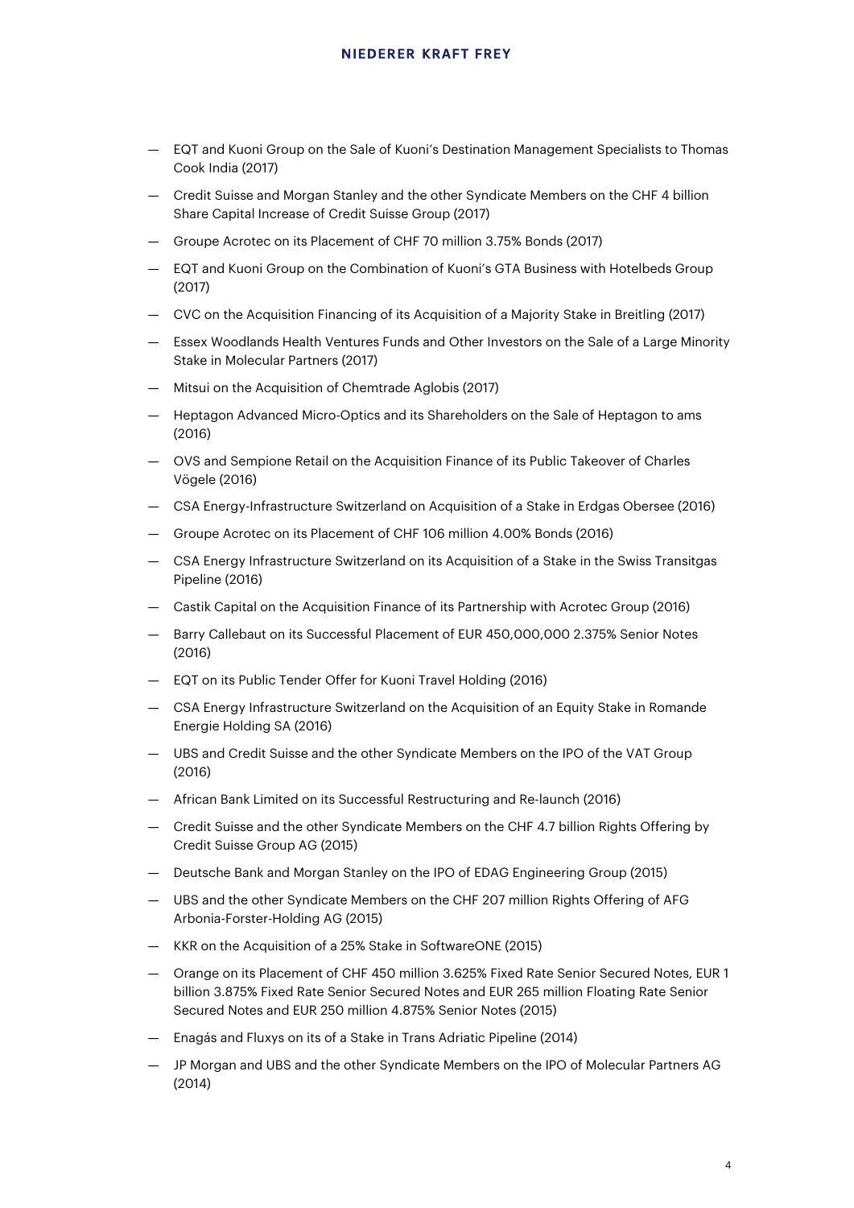- EQT and Kuoni Group on the Sale of Kuoni's Destination Management Specialists to Thomas Cook India (2017)
- Credit Suisse and Morgan Stanley and the other Syndicate Members on the CHF 4 billion Share Capital Increase of Credit Suisse Group (2017)
- Groupe Acrotec on its Placement of CHF 70 million 3.75% Bonds (2017)
- EQT and Kuoni Group on the Combination of Kuoni's GTA Business with Hotelbeds Group (2017)
- CVC on the Acquisition Financing of its Acquisition of a Majority Stake in Breitling (2017)
- Essex Woodlands Health Ventures Funds and Other Investors on the Sale of a Large Minority Stake in Molecular Partners (2017)
- Mitsui on the Acquisition of Chemtrade Aglobis (2017)
- Heptagon Advanced Micro-Optics and its Shareholders on the Sale of Heptagon to ams (2016)
- OVS and Sempione Retail on the Acquisition Finance of its Public Takeover of Charles Vögele (2016)
- CSA Energy-Infrastructure Switzerland on Acquisition of a Stake in Erdgas Obersee (2016)
- Groupe Acrotec on its Placement of CHF 106 million 4.00% Bonds (2016)
- CSA Energy Infrastructure Switzerland on its Acquisition of a Stake in the Swiss Transitgas Pipeline (2016)
- Castik Capital on the Acquisition Finance of its Partnership with Acrotec Group (2016)
- Barry Callebaut on its Successful Placement of EUR 450,000,000 2.375% Senior Notes (2016)
- EQT on its Public Tender Offer for Kuoni Travel Holding (2016)
- CSA Energy Infrastructure Switzerland on the Acquisition of an Equity Stake in Romande Energie Holding SA (2016)
- UBS and Credit Suisse and the other Syndicate Members on the IPO of the VAT Group (2016)
- African Bank Limited on its Successful Restructuring and Re-launch (2016)
- Credit Suisse and the other Syndicate Members on the CHF 4.7 billion Rights Offering by Credit Suisse Group AG (2015)
- Deutsche Bank and Morgan Stanley on the IPO of EDAG Engineering Group (2015)
- UBS and the other Syndicate Members on the CHF 207 million Rights Offering of AFG Arbonia-Forster-Holding AG (2015)
- KKR on the Acquisition of a 25% Stake in SoftwareONE (2015)
- Orange on its Placement of CHF 450 million 3.625% Fixed Rate Senior Secured Notes, EUR 1 billion 3.875% Fixed Rate Senior Secured Notes and EUR 265 million Floating Rate Senior Secured Notes and EUR 250 million 4.875% Senior Notes (2015)
- Enagás and Fluxys on its of a Stake in Trans Adriatic Pipeline (2014)
- JP Morgan and UBS and the other Syndicate Members on the IPO of Molecular Partners AG (2014)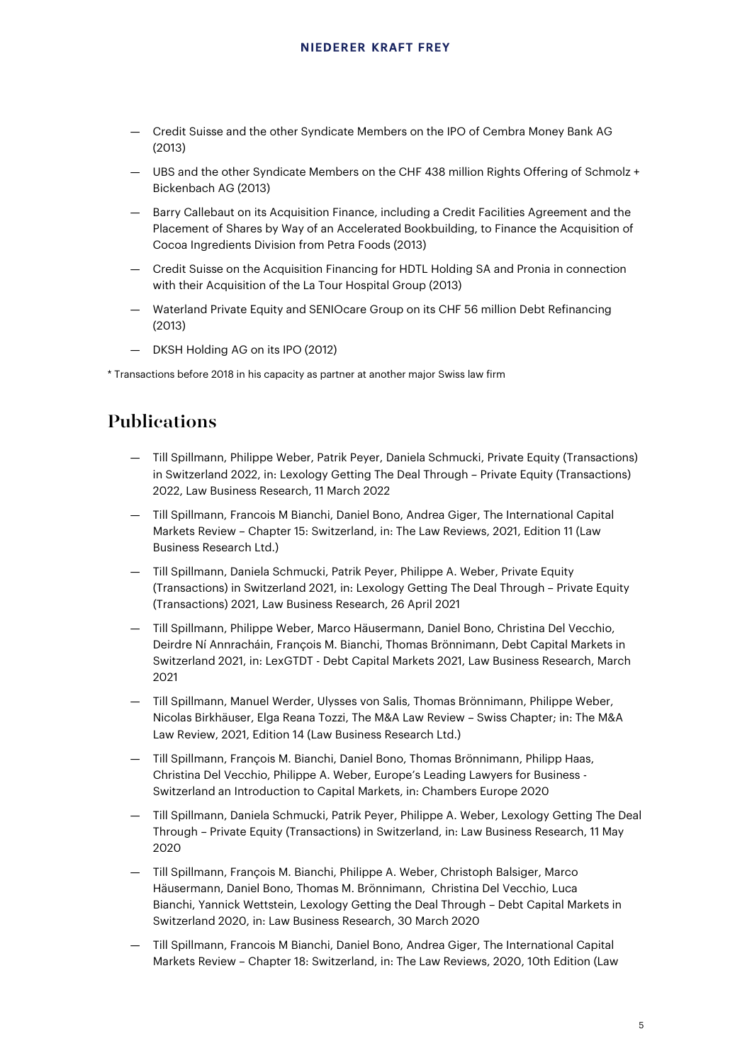- Credit Suisse and the other Syndicate Members on the IPO of Cembra Money Bank AG (2013)
- UBS and the other Syndicate Members on the CHF 438 million Rights Offering of Schmolz + Bickenbach AG (2013)
- Barry Callebaut on its Acquisition Finance, including a Credit Facilities Agreement and the Placement of Shares by Way of an Accelerated Bookbuilding, to Finance the Acquisition of Cocoa Ingredients Division from Petra Foods (2013)
- Credit Suisse on the Acquisition Financing for HDTL Holding SA and Pronia in connection with their Acquisition of the La Tour Hospital Group (2013)
- Waterland Private Equity and SENIOcare Group on its CHF 56 million Debt Refinancing (2013)
- DKSH Holding AG on its IPO (2012)

* Transactions before 2018 in his capacity as partner at another major Swiss law firm

## Publications

- Till Spillmann, Philippe Weber, Patrik Peyer, Daniela Schmucki, Private Equity (Transactions) in Switzerland 2022, in: Lexology Getting The Deal Through – Private Equity (Transactions) 2022, Law Business Research, 11 March 2022
- Till Spillmann, Francois M Bianchi, Daniel Bono, Andrea Giger, The International Capital Markets Review – Chapter 15: Switzerland, in: The Law Reviews, 2021, Edition 11 (Law Business Research Ltd.)
- Till Spillmann, Daniela Schmucki, Patrik Peyer, Philippe A. Weber, Private Equity (Transactions) in Switzerland 2021, in: Lexology Getting The Deal Through – Private Equity (Transactions) 2021, Law Business Research, 26 April 2021
- Till Spillmann, Philippe Weber, Marco Häusermann, Daniel Bono, Christina Del Vecchio, Deirdre Ní Annracháin, François M. Bianchi, Thomas Brönnimann, Debt Capital Markets in Switzerland 2021, in: LexGTDT - Debt Capital Markets 2021, Law Business Research, March 2021
- Till Spillmann, Manuel Werder, Ulysses von Salis, Thomas Brönnimann, Philippe Weber, Nicolas Birkhäuser, Elga Reana Tozzi, The M&A Law Review – Swiss Chapter; in: The M&A Law Review, 2021, Edition 14 (Law Business Research Ltd.)
- Till Spillmann, François M. Bianchi, Daniel Bono, Thomas Brönnimann, Philipp Haas, Christina Del Vecchio, Philippe A. Weber, Europe's Leading Lawyers for Business - Switzerland an Introduction to Capital Markets, in: Chambers Europe 2020
- Till Spillmann, Daniela Schmucki, Patrik Peyer, Philippe A. Weber, Lexology Getting The Deal Through – Private Equity (Transactions) in Switzerland, in: Law Business Research, 11 May 2020
- Till Spillmann, François M. Bianchi, Philippe A. Weber, Christoph Balsiger, Marco Häusermann, Daniel Bono, Thomas M. Brönnimann, Christina Del Vecchio, Luca Bianchi, Yannick Wettstein, Lexology Getting the Deal Through – Debt Capital Markets in Switzerland 2020, in: Law Business Research, 30 March 2020
- Till Spillmann, Francois M Bianchi, Daniel Bono, Andrea Giger, The International Capital Markets Review – Chapter 18: Switzerland, in: The Law Reviews, 2020, 10th Edition (Law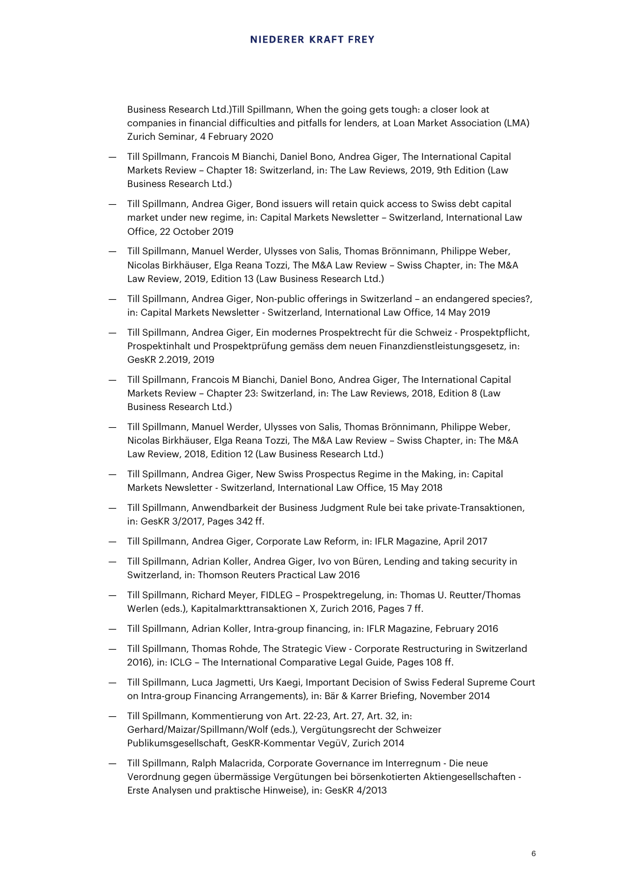Business Research Ltd.)Till Spillmann, When the going gets tough: a closer look at companies in financial difficulties and pitfalls for lenders, at Loan Market Association (LMA) Zurich Seminar, 4 February 2020

- Till Spillmann, Francois M Bianchi, Daniel Bono, Andrea Giger, The International Capital Markets Review – Chapter 18: Switzerland, in: The Law Reviews, 2019, 9th Edition (Law Business Research Ltd.)
- Till Spillmann, Andrea Giger, Bond issuers will retain quick access to Swiss debt capital market under new regime, in: Capital Markets Newsletter – Switzerland, International Law Office, 22 October 2019
- Till Spillmann, Manuel Werder, Ulysses von Salis, Thomas Brönnimann, Philippe Weber, Nicolas Birkhäuser, Elga Reana Tozzi, The M&A Law Review – Swiss Chapter, in: The M&A Law Review, 2019, Edition 13 (Law Business Research Ltd.)
- Till Spillmann, Andrea Giger, Non-public offerings in Switzerland – an endangered species?, in: Capital Markets Newsletter - Switzerland, International Law Office, 14 May 2019
- Till Spillmann, Andrea Giger, Ein modernes Prospektrecht für die Schweiz - Prospektpflicht, Prospektinhalt und Prospektprüfung gemäss dem neuen Finanzdienstleistungsgesetz, in: GesKR 2.2019, 2019
- Till Spillmann, Francois M Bianchi, Daniel Bono, Andrea Giger, The International Capital Markets Review – Chapter 23: Switzerland, in: The Law Reviews, 2018, Edition 8 (Law Business Research Ltd.)
- Till Spillmann, Manuel Werder, Ulysses von Salis, Thomas Brönnimann, Philippe Weber, Nicolas Birkhäuser, Elga Reana Tozzi, The M&A Law Review – Swiss Chapter, in: The M&A Law Review, 2018, Edition 12 (Law Business Research Ltd.)
- Till Spillmann, Andrea Giger, New Swiss Prospectus Regime in the Making, in: Capital Markets Newsletter - Switzerland, International Law Office, 15 May 2018
- Till Spillmann, Anwendbarkeit der Business Judgment Rule bei take private-Transaktionen, in: GesKR 3/2017, Pages 342 ff.
- Till Spillmann, Andrea Giger, Corporate Law Reform, in: IFLR Magazine, April 2017
- Till Spillmann, Adrian Koller, Andrea Giger, Ivo von Büren, Lending and taking security in Switzerland, in: Thomson Reuters Practical Law 2016
- Till Spillmann, Richard Meyer, FIDLEG – Prospektregelung, in: Thomas U. Reutter/Thomas Werlen (eds.), Kapitalmarkttransaktionen X, Zurich 2016, Pages 7 ff.
- Till Spillmann, Adrian Koller, Intra-group financing, in: IFLR Magazine, February 2016
- Till Spillmann, Thomas Rohde, The Strategic View - Corporate Restructuring in Switzerland 2016), in: ICLG – The International Comparative Legal Guide, Pages 108 ff.
- Till Spillmann, Luca Jagmetti, Urs Kaegi, Important Decision of Swiss Federal Supreme Court on Intra-group Financing Arrangements), in: Bär & Karrer Briefing, November 2014
- Till Spillmann, Kommentierung von Art. 22-23, Art. 27, Art. 32, in: Gerhard/Maizar/Spillmann/Wolf (eds.), Vergütungsrecht der Schweizer Publikumsgesellschaft, GesKR-Kommentar VegüV, Zurich 2014
- Till Spillmann, Ralph Malacrida, Corporate Governance im Interregnum - Die neue Verordnung gegen übermässige Vergütungen bei börsenkotierten Aktiengesellschaften - Erste Analysen und praktische Hinweise), in: GesKR 4/2013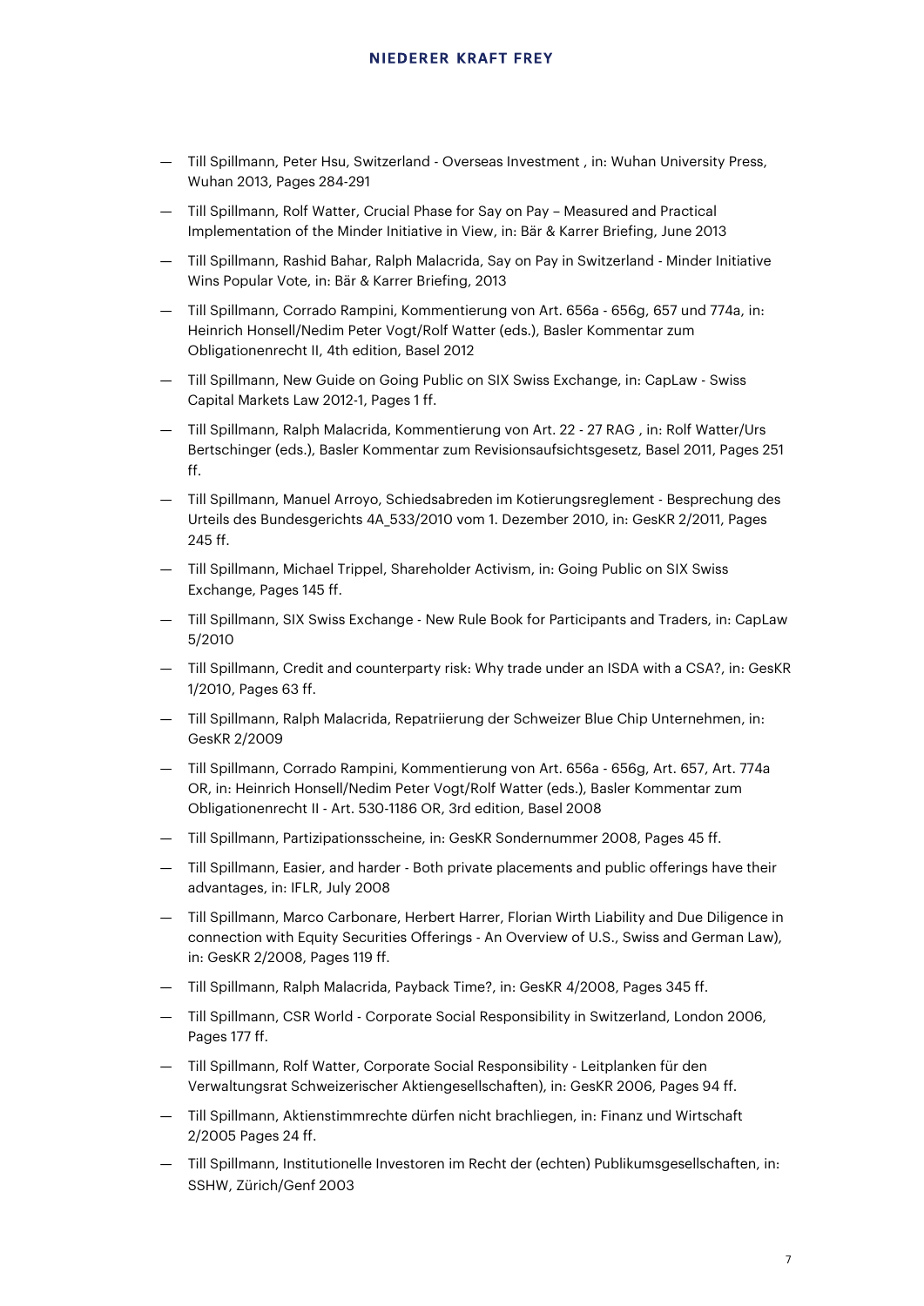- Till Spillmann, Peter Hsu, Switzerland - Overseas Investment , in: Wuhan University Press, Wuhan 2013, Pages 284-291
- Till Spillmann, Rolf Watter, Crucial Phase for Say on Pay – Measured and Practical Implementation of the Minder Initiative in View, in: Bär & Karrer Briefing, June 2013
- Till Spillmann, Rashid Bahar, Ralph Malacrida, Say on Pay in Switzerland - Minder Initiative Wins Popular Vote, in: Bär & Karrer Briefing, 2013
- Till Spillmann, Corrado Rampini, Kommentierung von Art. 656a - 656g, 657 und 774a, in: Heinrich Honsell/Nedim Peter Vogt/Rolf Watter (eds.), Basler Kommentar zum Obligationenrecht II, 4th edition, Basel 2012
- Till Spillmann, New Guide on Going Public on SIX Swiss Exchange, in: CapLaw - Swiss Capital Markets Law 2012-1, Pages 1 ff.
- Till Spillmann, Ralph Malacrida, Kommentierung von Art. 22 - 27 RAG , in: Rolf Watter/Urs Bertschinger (eds.), Basler Kommentar zum Revisionsaufsichtsgesetz, Basel 2011, Pages 251 ff.
- Till Spillmann, Manuel Arroyo, Schiedsabreden im Kotierungsreglement - Besprechung des Urteils des Bundesgerichts 4A_533/2010 vom 1. Dezember 2010, in: GesKR 2/2011, Pages 245 ff.
- Till Spillmann, Michael Trippel, Shareholder Activism, in: Going Public on SIX Swiss Exchange, Pages 145 ff.
- Till Spillmann, SIX Swiss Exchange - New Rule Book for Participants and Traders, in: CapLaw 5/2010
- Till Spillmann, Credit and counterparty risk: Why trade under an ISDA with a CSA?, in: GesKR 1/2010, Pages 63 ff.
- Till Spillmann, Ralph Malacrida, Repatriierung der Schweizer Blue Chip Unternehmen, in: GesKR 2/2009
- Till Spillmann, Corrado Rampini, Kommentierung von Art. 656a - 656g, Art. 657, Art. 774a OR, in: Heinrich Honsell/Nedim Peter Vogt/Rolf Watter (eds.), Basler Kommentar zum Obligationenrecht II - Art. 530-1186 OR, 3rd edition, Basel 2008
- Till Spillmann, Partizipationsscheine, in: GesKR Sondernummer 2008, Pages 45 ff.
- Till Spillmann, Easier, and harder - Both private placements and public offerings have their advantages, in: IFLR, July 2008
- Till Spillmann, Marco Carbonare, Herbert Harrer, Florian Wirth Liability and Due Diligence in connection with Equity Securities Offerings - An Overview of U.S., Swiss and German Law), in: GesKR 2/2008, Pages 119 ff.
- Till Spillmann, Ralph Malacrida, Payback Time?, in: GesKR 4/2008, Pages 345 ff.
- Till Spillmann, CSR World - Corporate Social Responsibility in Switzerland, London 2006, Pages 177 ff.
- Till Spillmann, Rolf Watter, Corporate Social Responsibility - Leitplanken für den Verwaltungsrat Schweizerischer Aktiengesellschaften), in: GesKR 2006, Pages 94 ff.
- Till Spillmann, Aktienstimmrechte dürfen nicht brachliegen, in: Finanz und Wirtschaft 2/2005 Pages 24 ff.
- Till Spillmann, Institutionelle Investoren im Recht der (echten) Publikumsgesellschaften, in: SSHW, Zürich/Genf 2003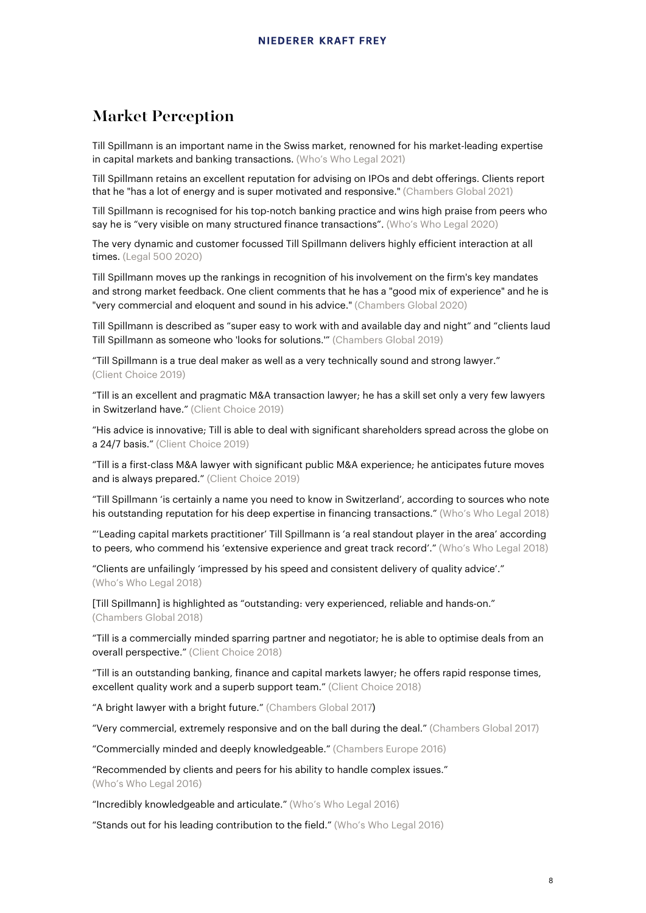## Market Perception

Till Spillmann is an important name in the Swiss market, renowned for his market-leading expertise in capital markets and banking transactions. (Who's Who Legal 2021)

Till Spillmann retains an excellent reputation for advising on IPOs and debt offerings. Clients report that he "has a lot of energy and is super motivated and responsive." (Chambers Global 2021)

Till Spillmann is recognised for his top-notch banking practice and wins high praise from peers who say he is "very visible on many structured finance transactions". (Who's Who Legal 2020)

The very dynamic and customer focussed Till Spillmann delivers highly efficient interaction at all times. (Legal 500 2020)

Till Spillmann moves up the rankings in recognition of his involvement on the firm's key mandates and strong market feedback. One client comments that he has a "good mix of experience" and he is "very commercial and eloquent and sound in his advice." (Chambers Global 2020)

Till Spillmann is described as "super easy to work with and available day and night" and "clients laud Till Spillmann as someone who 'looks for solutions.'" (Chambers Global 2019)

"Till Spillmann is a true deal maker as well as a very technically sound and strong lawyer." (Client Choice 2019)

"Till is an excellent and pragmatic M&A transaction lawyer; he has a skill set only a very few lawyers in Switzerland have." (Client Choice 2019)

"His advice is innovative; Till is able to deal with significant shareholders spread across the globe on a 24/7 basis." (Client Choice 2019)

"Till is a first-class M&A lawyer with significant public M&A experience; he anticipates future moves and is always prepared." (Client Choice 2019)

"Till Spillmann 'is certainly a name you need to know in Switzerland', according to sources who note his outstanding reputation for his deep expertise in financing transactions." (Who's Who Legal 2018)

"'Leading capital markets practitioner' Till Spillmann is 'a real standout player in the area' according to peers, who commend his 'extensive experience and great track record'." (Who's Who Legal 2018)

"Clients are unfailingly 'impressed by his speed and consistent delivery of quality advice'." (Who's Who Legal 2018)

[Till Spillmann] is highlighted as "outstanding: very experienced, reliable and hands-on." (Chambers Global 2018)

"Till is a commercially minded sparring partner and negotiator; he is able to optimise deals from an overall perspective." (Client Choice 2018)

"Till is an outstanding banking, finance and capital markets lawyer; he offers rapid response times, excellent quality work and a superb support team." (Client Choice 2018)

"A bright lawyer with a bright future." (Chambers Global 2017)

"Very commercial, extremely responsive and on the ball during the deal." (Chambers Global 2017)

"Commercially minded and deeply knowledgeable." (Chambers Europe 2016)

"Recommended by clients and peers for his ability to handle complex issues." (Who's Who Legal 2016)

"Incredibly knowledgeable and articulate." (Who's Who Legal 2016)

"Stands out for his leading contribution to the field." (Who's Who Legal 2016)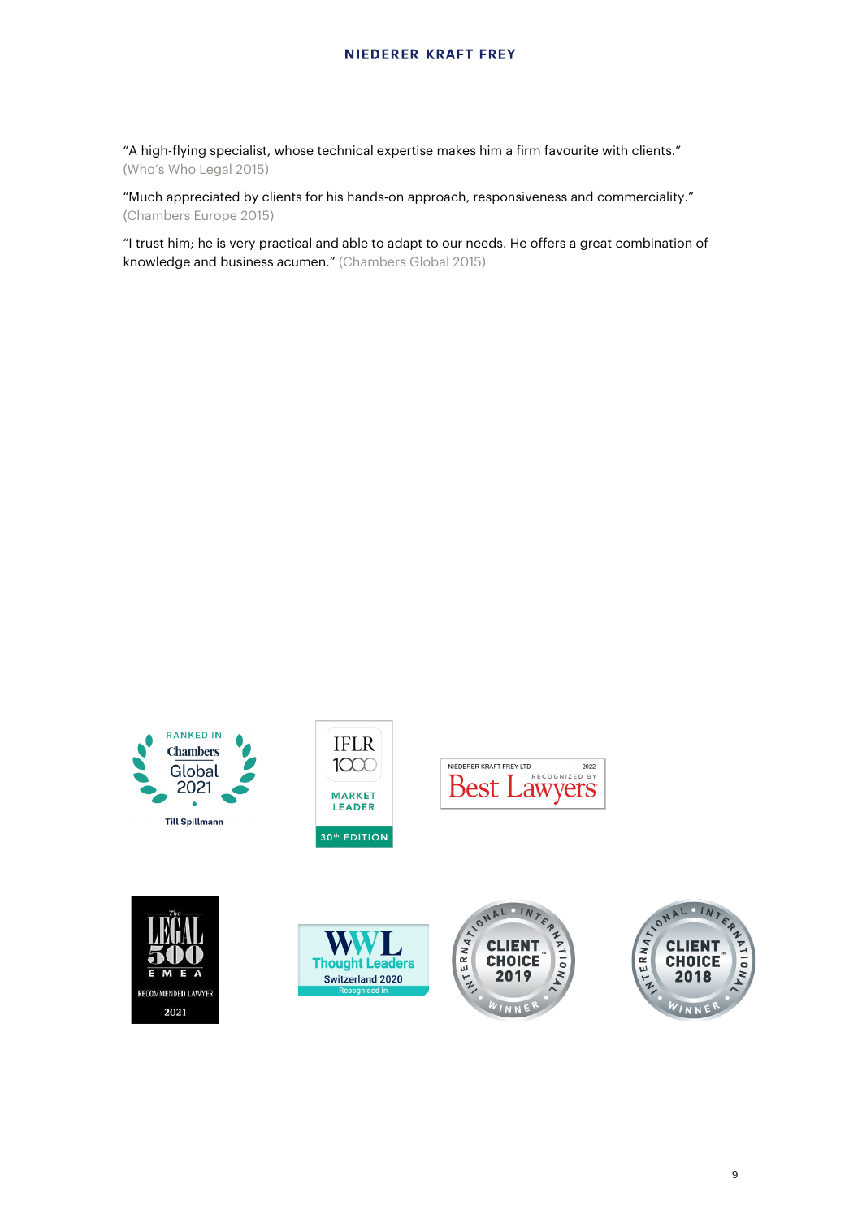"A high-flying specialist, whose technical expertise makes him a firm favourite with clients." (Who's Who Legal 2015)

"Much appreciated by clients for his hands-on approach, responsiveness and commerciality." (Chambers Europe 2015)

"I trust him; he is very practical and able to adapt to our needs. He offers a great combination of knowledge and business acumen." (Chambers Global 2015)

RANKED IN Chambers Global 2021
Till Spillmann

IFLR 1000
MARKET LEADER
30th EDITION

NIEDERER KRAFT FREY LTD 2022
RECOGNIZED BY
Best Lawyers

The LEGAL 500 EMEA
RECOMMENDED LAWYER
2021

WWL Thought Leaders
Switzerland 2020
Recognised in

INTERNATIONAL CLIENT CHOICE 2019 WINNER

INTERNATIONAL CLIENT CHOICE 2018 WINNER